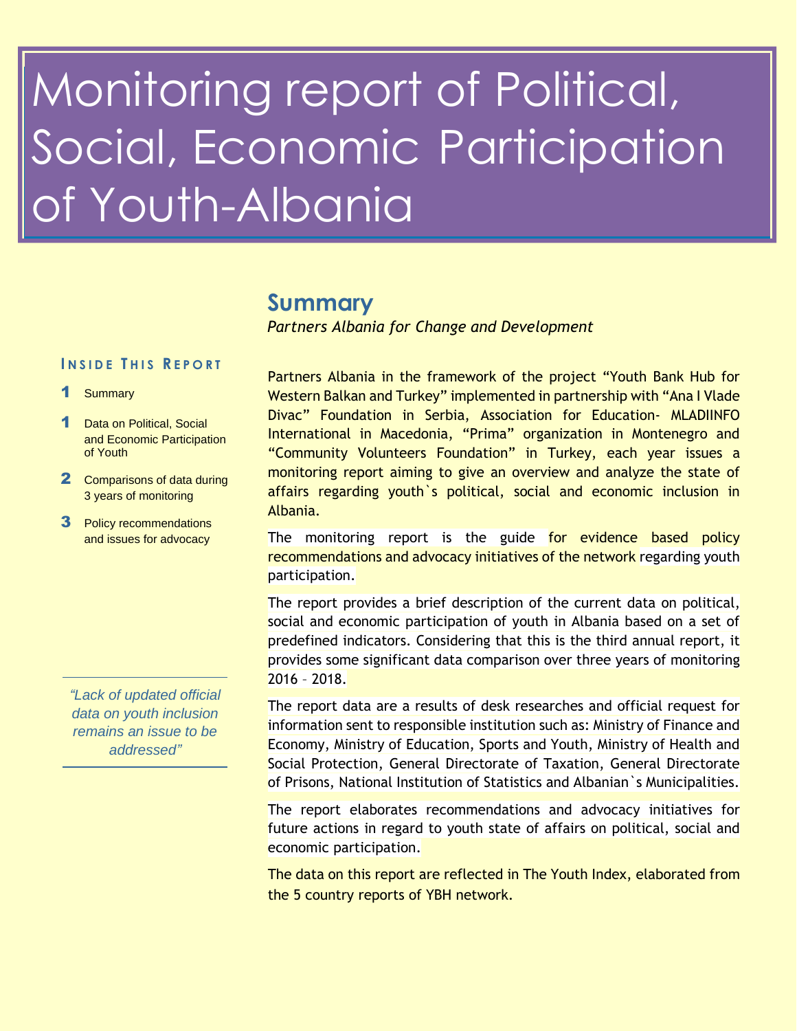# Monitoring report of Political, Social, Economic Participation of Youth-Albania

**INSIDE THIS REPORT**

1 Summary

1 Data on Political, Social and Economic Participation of Youth

2 Comparisons of data during 3 years of monitoring

3 Policy recommendations and issues for advocacy

*"Lack of updated official data on youth inclusion remains an issue to be addressed"*

## Summary

*Partners Albania for Change and Development*

Partners Albania in the framework of the project "Youth Bank Hub for Western Balkan and Turkey" implemented in partnership with "Ana I Vlade Divac" Foundation in Serbia, Association for Education- MLADIINFO International in Macedonia, "Prima" organization in Montenegro and "Community Volunteers Foundation" in Turkey, each year issues a monitoring report aiming to give an overview and analyze the state of affairs regarding youth`s political, social and economic inclusion in Albania.

The monitoring report is the guide for evidence based policy recommendations and advocacy initiatives of the network regarding youth participation.

The report provides a brief description of the current data on political, social and economic participation of youth in Albania based on a set of predefined indicators. Considering that this is the third annual report, it provides some significant data comparison over three years of monitoring 2016 – 2018.

The report data are a results of desk researches and official request for information sent to responsible institution such as: Ministry of Finance and Economy, Ministry of Education, Sports and Youth, Ministry of Health and Social Protection, General Directorate of Taxation, General Directorate of Prisons, National Institution of Statistics and Albanian`s Municipalities.

The report elaborates recommendations and advocacy initiatives for future actions in regard to youth state of affairs on political, social and economic participation.

The data on this report are reflected in The Youth Index, elaborated from the 5 country reports of YBH network.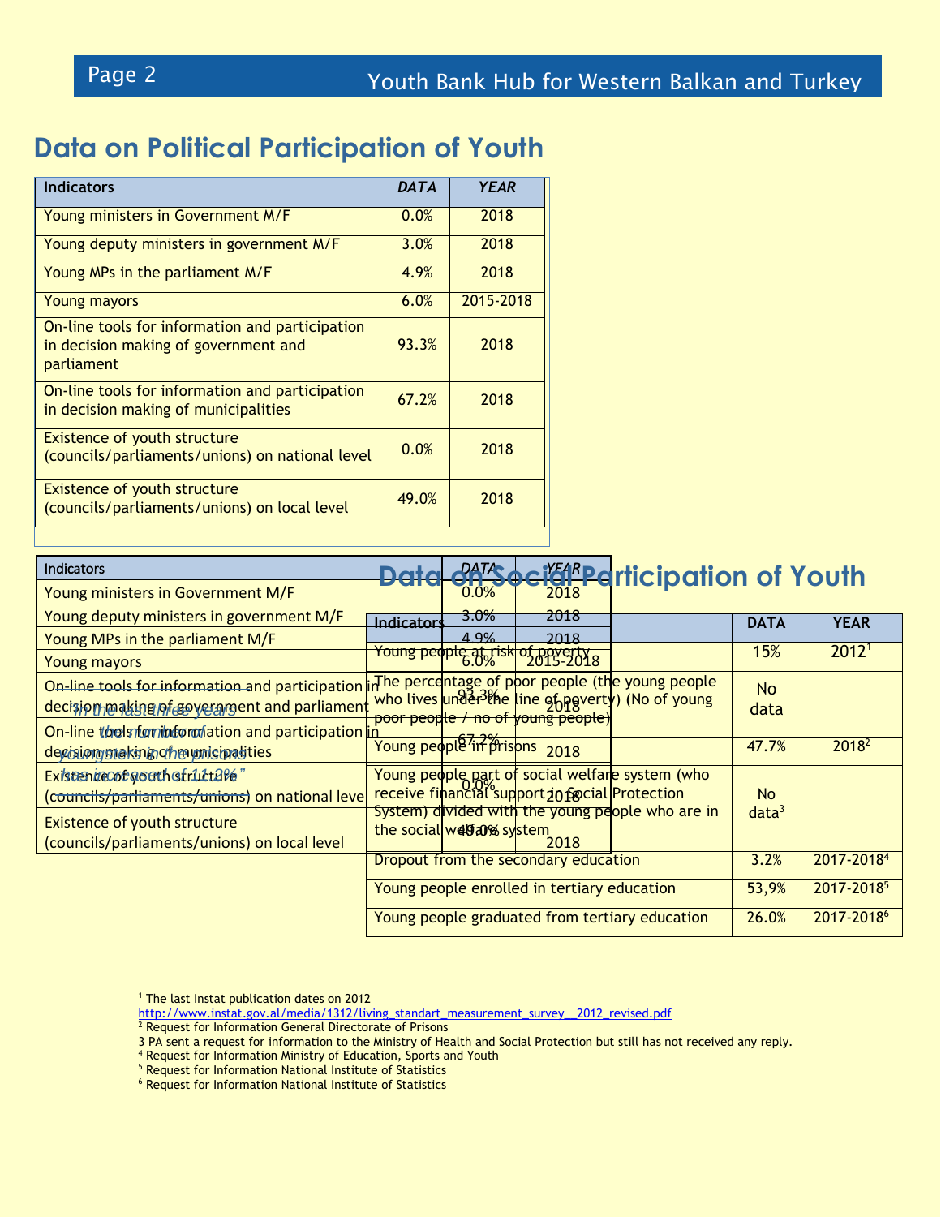## Data on Political Participation of Youth

| Indicators | DATA | YEAR |
| --- | --- | --- |
| Young ministers in Government M/F | 0.0% | 2018 |
| Young deputy ministers in government M/F | 3.0% | 2018 |
| Young MPs in the parliament M/F | 4.9% | 2018 |
| Young mayors | 6.0% | 2015-2018 |
| On-line tools for information and participation in decision making of government and parliament | 93.3% | 2018 |
| On-line tools for information and participation in decision making of municipalities | 67.2% | 2018 |
| Existence of youth structure (councils/parliaments/unions) on national level | 0.0% | 2018 |
| Existence of youth structure (councils/parliaments/unions) on local level | 49.0% | 2018 |

*"In the last three years the number of youngsters in the prisons has increased of 11.2%"*

## Data on Social Participation of Youth

| Indicators | DATA | YEAR |
| --- | --- | --- |
| Young people at risk of poverty | 15% | 2012[1] |
| The percentage of poor people (the young people who lives under the line of poverty) (No of young poor people / no of young people) | No data | |
| Young people in prisons | 47.7% | 2018[2] |
| Young people part of social welfare system (who receive financial support in Social Protection System) divided with the young people who are in the social welfare system | No data[3] | |
| Dropout from the secondary education | 3.2% | 2017-2018[4] |
| Young people enrolled in tertiary education | 53,9% | 2017-2018[5] |
| Young people graduated from tertiary education | 26.0% | 2017-2018[6] |

[1] The last Instat publication dates on 2012 http://www.instat.gov.al/media/1312/living_standart_measurement_survey__2012_revised.pdf

[2] Request for Information General Directorate of Prisons

3 PA sent a request for information to the Ministry of Health and Social Protection but still has not received any reply.

[4] Request for Information Ministry of Education, Sports and Youth

[5] Request for Information National Institute of Statistics

[6] Request for Information National Institute of Statistics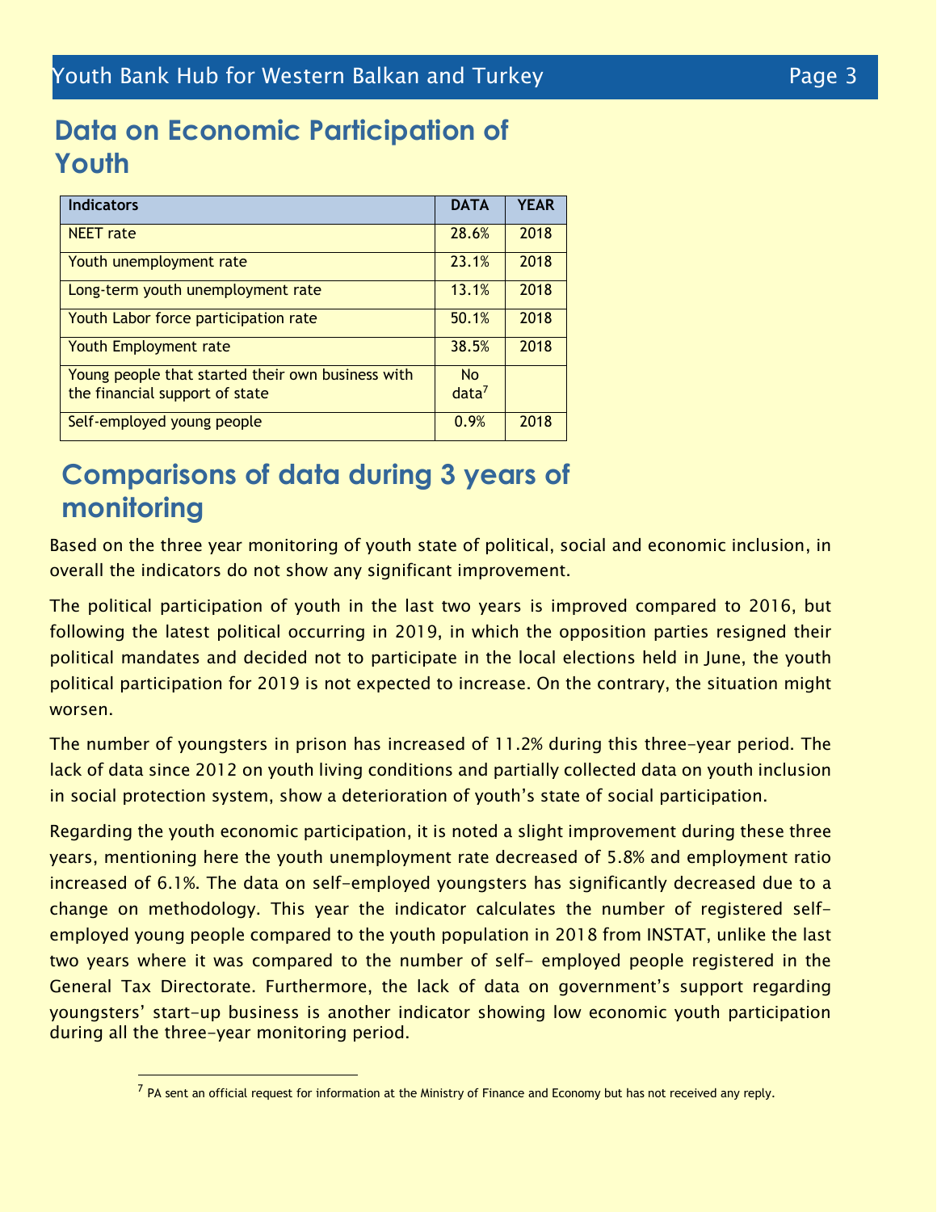## Data on Economic Participation of Youth

| Indicators | DATA | YEAR |
|---|---|---|
| NEET rate | 28.6% | 2018 |
| Youth unemployment rate | 23.1% | 2018 |
| Long-term youth unemployment rate | 13.1% | 2018 |
| Youth Labor force participation rate | 50.1% | 2018 |
| Youth Employment rate | 38.5% | 2018 |
| Young people that started their own business with the financial support of state | No data[7] | |
| Self-employed young people | 0.9% | 2018 |

## Comparisons of data during 3 years of monitoring

Based on the three year monitoring of youth state of political, social and economic inclusion, in overall the indicators do not show any significant improvement.

The political participation of youth in the last two years is improved compared to 2016, but following the latest political occurring in 2019, in which the opposition parties resigned their political mandates and decided not to participate in the local elections held in June, the youth political participation for 2019 is not expected to increase. On the contrary, the situation might worsen.

The number of youngsters in prison has increased of 11.2% during this three-year period. The lack of data since 2012 on youth living conditions and partially collected data on youth inclusion in social protection system, show a deterioration of youth's state of social participation.

Regarding the youth economic participation, it is noted a slight improvement during these three years, mentioning here the youth unemployment rate decreased of 5.8% and employment ratio increased of 6.1%. The data on self-employed youngsters has significantly decreased due to a change on methodology. This year the indicator calculates the number of registered self-employed young people compared to the youth population in 2018 from INSTAT, unlike the last two years where it was compared to the number of self- employed people registered in the General Tax Directorate. Furthermore, the lack of data on government's support regarding youngsters' start-up business is another indicator showing low economic youth participation during all the three-year monitoring period.

[7] PA sent an official request for information at the Ministry of Finance and Economy but has not received any reply.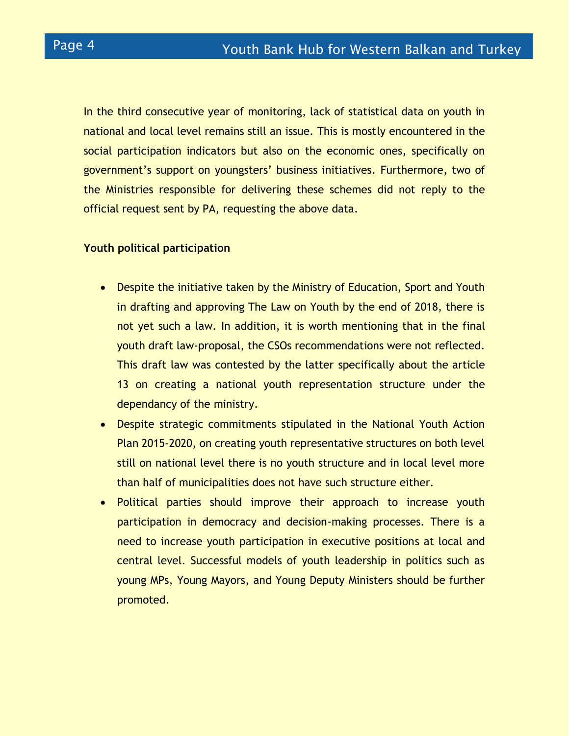In the third consecutive year of monitoring, lack of statistical data on youth in national and local level remains still an issue. This is mostly encountered in the social participation indicators but also on the economic ones, specifically on government's support on youngsters' business initiatives. Furthermore, two of the Ministries responsible for delivering these schemes did not reply to the official request sent by PA, requesting the above data.

**Youth political participation**

- Despite the initiative taken by the Ministry of Education, Sport and Youth in drafting and approving The Law on Youth by the end of 2018, there is not yet such a law. In addition, it is worth mentioning that in the final youth draft law-proposal, the CSOs recommendations were not reflected. This draft law was contested by the latter specifically about the article 13 on creating a national youth representation structure under the dependancy of the ministry.
- Despite strategic commitments stipulated in the National Youth Action Plan 2015-2020, on creating youth representative structures on both level still on national level there is no youth structure and in local level more than half of municipalities does not have such structure either.
- Political parties should improve their approach to increase youth participation in democracy and decision-making processes. There is a need to increase youth participation in executive positions at local and central level. Successful models of youth leadership in politics such as young MPs, Young Mayors, and Young Deputy Ministers should be further promoted.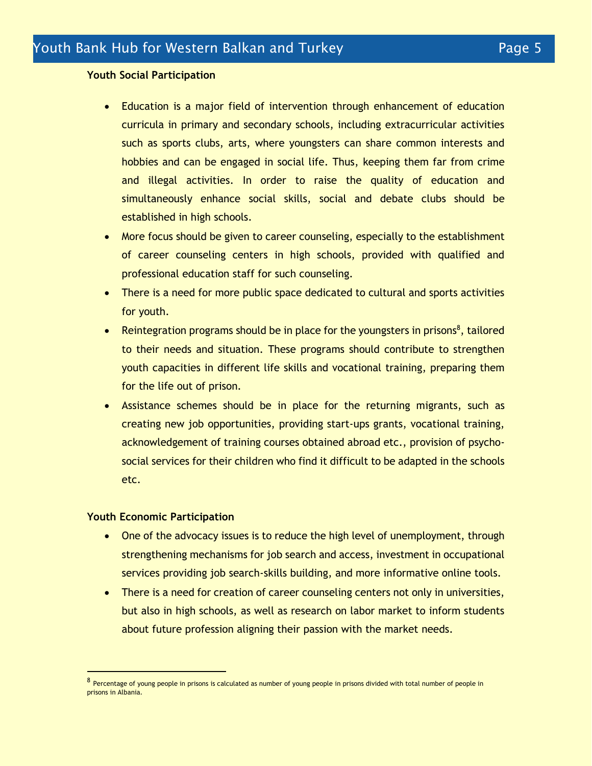**Youth Social Participation**

- Education is a major field of intervention through enhancement of education curricula in primary and secondary schools, including extracurricular activities such as sports clubs, arts, where youngsters can share common interests and hobbies and can be engaged in social life. Thus, keeping them far from crime and illegal activities. In order to raise the quality of education and simultaneously enhance social skills, social and debate clubs should be established in high schools.
- More focus should be given to career counseling, especially to the establishment of career counseling centers in high schools, provided with qualified and professional education staff for such counseling.
- There is a need for more public space dedicated to cultural and sports activities for youth.
- Reintegration programs should be in place for the youngsters in prisons[8], tailored to their needs and situation. These programs should contribute to strengthen youth capacities in different life skills and vocational training, preparing them for the life out of prison.
- Assistance schemes should be in place for the returning migrants, such as creating new job opportunities, providing start-ups grants, vocational training, acknowledgement of training courses obtained abroad etc., provision of psycho-social services for their children who find it difficult to be adapted in the schools etc.

**Youth Economic Participation**

- One of the advocacy issues is to reduce the high level of unemployment, through strengthening mechanisms for job search and access, investment in occupational services providing job search-skills building, and more informative online tools.
- There is a need for creation of career counseling centers not only in universities, but also in high schools, as well as research on labor market to inform students about future profession aligning their passion with the market needs.

[8] Percentage of young people in prisons is calculated as number of young people in prisons divided with total number of people in prisons in Albania.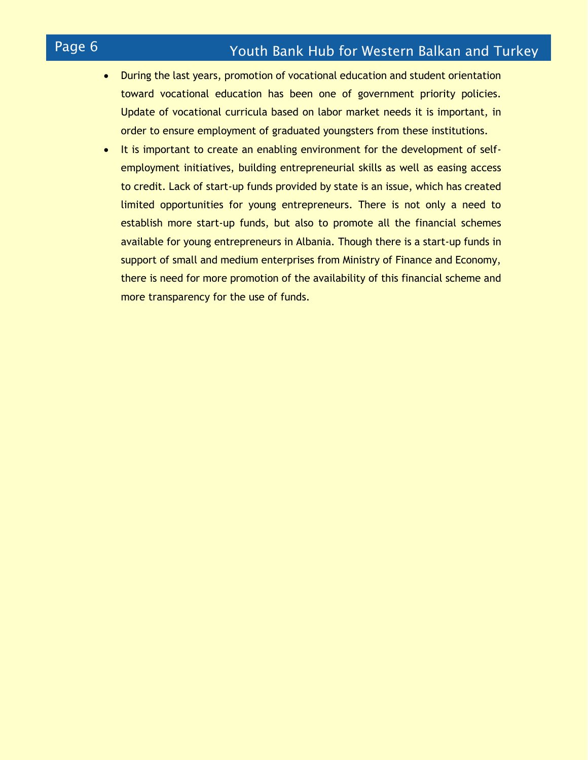- During the last years, promotion of vocational education and student orientation toward vocational education has been one of government priority policies. Update of vocational curricula based on labor market needs it is important, in order to ensure employment of graduated youngsters from these institutions.
- It is important to create an enabling environment for the development of self-employment initiatives, building entrepreneurial skills as well as easing access to credit. Lack of start-up funds provided by state is an issue, which has created limited opportunities for young entrepreneurs. There is not only a need to establish more start-up funds, but also to promote all the financial schemes available for young entrepreneurs in Albania. Though there is a start-up funds in support of small and medium enterprises from Ministry of Finance and Economy, there is need for more promotion of the availability of this financial scheme and more transparency for the use of funds.